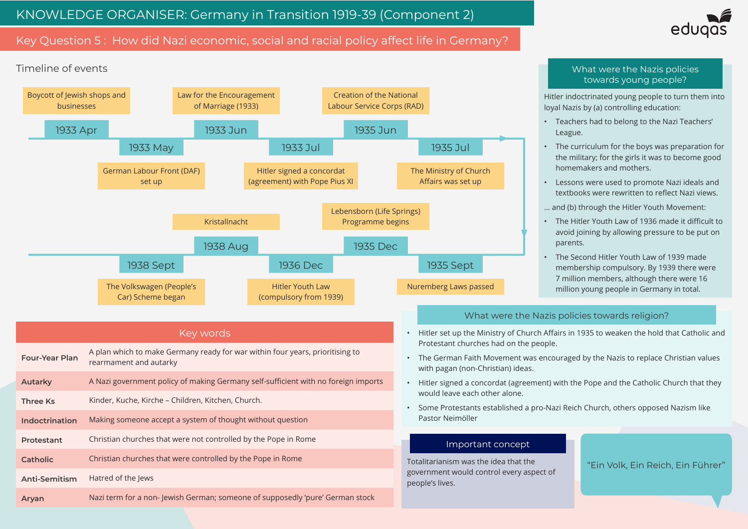# KNOWLEDGE ORGANISER: Germany in Transition 1919-39 (Component 2)

## Key Question 5 : How did Nazi economic, social and racial policy affect life in Germany?

### Timeline of events

- **1933 Apr** – Boycott of Jewish shops and businesses
- **1933 May** – German Labour Front (DAF) set up
- **1933 Jun** – Law for the Encouragement of Marriage (1933)
- **1933 Jul** – Hitler signed a concordat (agreement) with Pope Pius XI
- **1935 Jun** – Creation of the National Labour Service Corps (RAD)
- **1935 Jul** – The Ministry of Church Affairs was set up
- **1935 Sept** – Nuremberg Laws passed
- **1935 Dec** – Lebensborn (Life Springs) Programme begins
- **1936 Dec** – Hitler Youth Law (compulsory from 1939)
- **1938 Aug** – Kristallnacht
- **1938 Sept** – The Volkswagen (People's Car) Scheme began

### Key words

| Term | Definition |
|---|---|
| **Four-Year Plan** | A plan which to make Germany ready for war within four years, prioritising to rearmament and autarky |
| **Autarky** | A Nazi government policy of making Germany self-sufficient with no foreign imports |
| **Three Ks** | Kinder, Kuche, Kirche – Children, Kitchen, Church. |
| **Indoctrination** | Making someone accept a system of thought without question |
| **Protestant** | Christian churches that were not controlled by the Pope in Rome |
| **Catholic** | Christian churches that were controlled by the Pope in Rome |
| **Anti-Semitism** | Hatred of the Jews |
| **Aryan** | Nazi term for a non- Jewish German; someone of supposedly 'pure' German stock |

### What were the Nazis policies towards young people?

Hitler indoctrinated young people to turn them into loyal Nazis by (a) controlling education:

- Teachers had to belong to the Nazi Teachers' League.
- The curriculum for the boys was preparation for the military; for the girls it was to become good homemakers and mothers.
- Lessons were used to promote Nazi ideals and textbooks were rewritten to reflect Nazi views.

... and (b) through the Hitler Youth Movement:

- The Hitler Youth Law of 1936 made it difficult to avoid joining by allowing pressure to be put on parents.
- The Second Hitler Youth Law of 1939 made membership compulsory. By 1939 there were 7 million members, although there were 16 million young people in Germany in total.

### What were the Nazis policies towards religion?

- Hitler set up the Ministry of Church Affairs in 1935 to weaken the hold that Catholic and Protestant churches had on the people.
- The German Faith Movement was encouraged by the Nazis to replace Christian values with pagan (non-Christian) ideas.
- Hitler signed a concordat (agreement) with the Pope and the Catholic Church that they would leave each other alone.
- Some Protestants established a pro-Nazi Reich Church, others opposed Nazism like Pastor Neimöller

### Important concept

Totalitarianism was the idea that the government would control every aspect of people's lives.

"Ein Volk, Ein Reich, Ein Führer"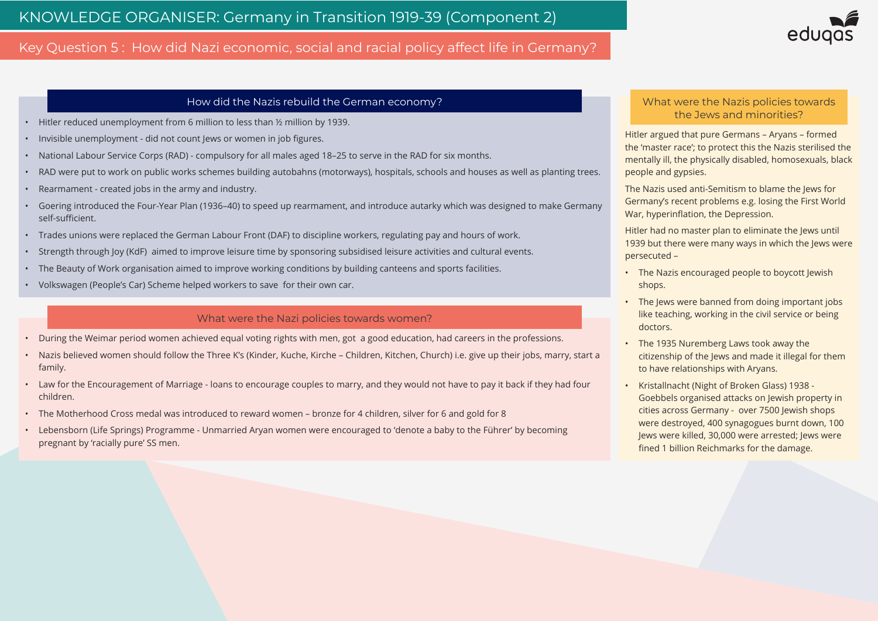# KNOWLEDGE ORGANISER: Germany in Transition 1919-39 (Component 2)

## Key Question 5 : How did Nazi economic, social and racial policy affect life in Germany?

eduqas

### How did the Nazis rebuild the German economy?

- Hitler reduced unemployment from 6 million to less than ½ million by 1939.
- Invisible unemployment - did not count Jews or women in job figures.
- National Labour Service Corps (RAD) - compulsory for all males aged 18–25 to serve in the RAD for six months.
- RAD were put to work on public works schemes building autobahns (motorways), hospitals, schools and houses as well as planting trees.
- Rearmament - created jobs in the army and industry.
- Goering introduced the Four-Year Plan (1936–40) to speed up rearmament, and introduce autarky which was designed to make Germany self-sufficient.
- Trades unions were replaced the German Labour Front (DAF) to discipline workers, regulating pay and hours of work.
- Strength through Joy (KdF) aimed to improve leisure time by sponsoring subsidised leisure activities and cultural events.
- The Beauty of Work organisation aimed to improve working conditions by building canteens and sports facilities.
- Volkswagen (People's Car) Scheme helped workers to save for their own car.

### What were the Nazi policies towards women?

- During the Weimar period women achieved equal voting rights with men, got a good education, had careers in the professions.
- Nazis believed women should follow the Three K's (Kinder, Kuche, Kirche – Children, Kitchen, Church) i.e. give up their jobs, marry, start a family.
- Law for the Encouragement of Marriage - loans to encourage couples to marry, and they would not have to pay it back if they had four children.
- The Motherhood Cross medal was introduced to reward women – bronze for 4 children, silver for 6 and gold for 8
- Lebensborn (Life Springs) Programme - Unmarried Aryan women were encouraged to 'denote a baby to the Führer' by becoming pregnant by 'racially pure' SS men.

### What were the Nazis policies towards the Jews and minorities?

Hitler argued that pure Germans – Aryans – formed the 'master race'; to protect this the Nazis sterilised the mentally ill, the physically disabled, homosexuals, black people and gypsies.

The Nazis used anti-Semitism to blame the Jews for Germany's recent problems e.g. losing the First World War, hyperinflation, the Depression.

Hitler had no master plan to eliminate the Jews until 1939 but there were many ways in which the Jews were persecuted –

- The Nazis encouraged people to boycott Jewish shops.
- The Jews were banned from doing important jobs like teaching, working in the civil service or being doctors.
- The 1935 Nuremberg Laws took away the citizenship of the Jews and made it illegal for them to have relationships with Aryans.
- Kristallnacht (Night of Broken Glass) 1938 - Goebbels organised attacks on Jewish property in cities across Germany - over 7500 Jewish shops were destroyed, 400 synagogues burnt down, 100 Jews were killed, 30,000 were arrested; Jews were fined 1 billion Reichmarks for the damage.